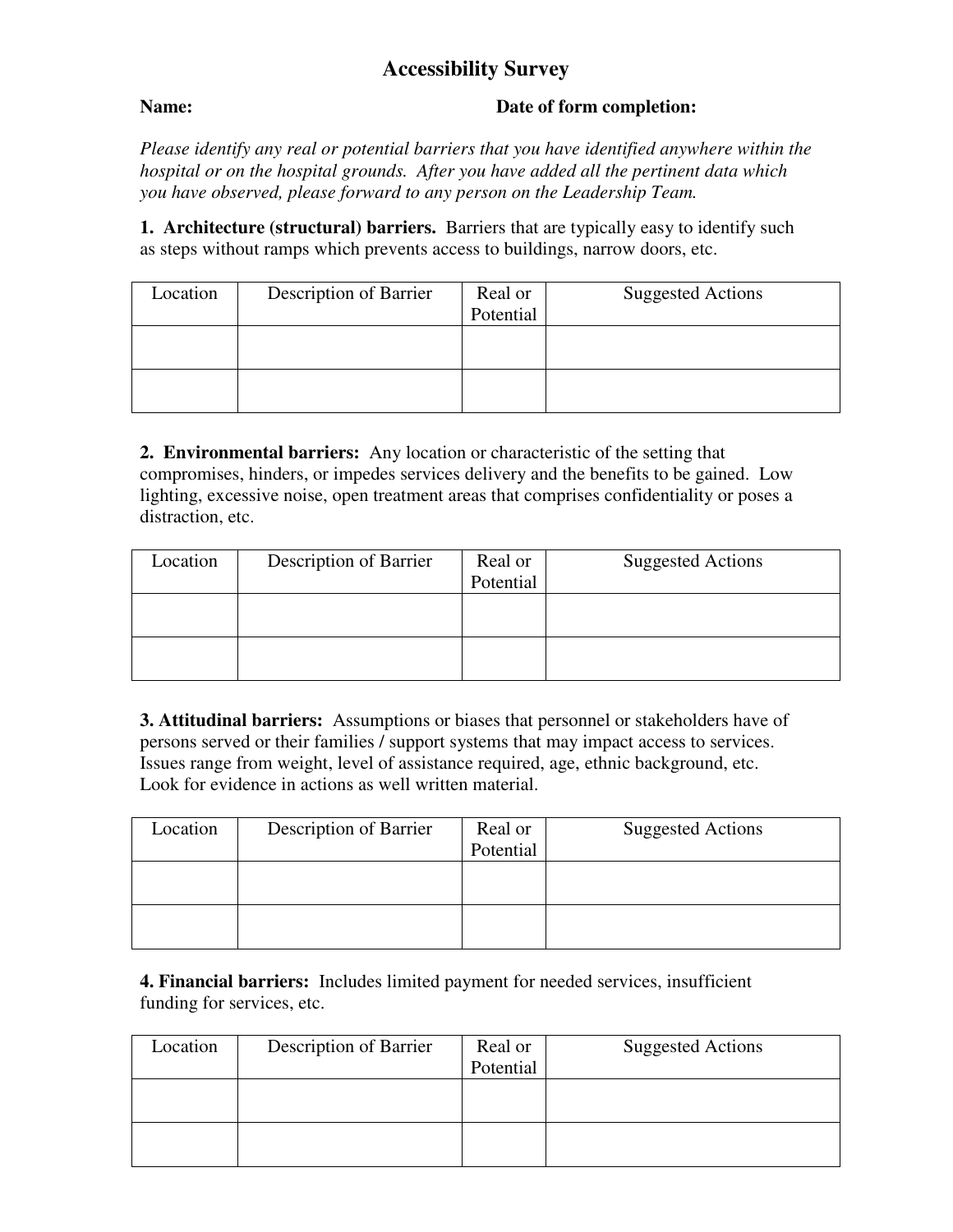# Accessibility Survey

**Name:** **Date of form completion:**

*Please identify any real or potential barriers that you have identified anywhere within the hospital or on the hospital grounds. After you have added all the pertinent data which you have observed, please forward to any person on the Leadership Team.*

**1. Architecture (structural) barriers.** Barriers that are typically easy to identify such as steps without ramps which prevents access to buildings, narrow doors, etc.

| Location | Description of Barrier | Real or Potential | Suggested Actions |
|---|---|---|---|
| | | | |
| | | | |

**2. Environmental barriers:** Any location or characteristic of the setting that compromises, hinders, or impedes services delivery and the benefits to be gained. Low lighting, excessive noise, open treatment areas that comprises confidentiality or poses a distraction, etc.

| Location | Description of Barrier | Real or Potential | Suggested Actions |
|---|---|---|---|
| | | | |
| | | | |

**3. Attitudinal barriers:** Assumptions or biases that personnel or stakeholders have of persons served or their families / support systems that may impact access to services. Issues range from weight, level of assistance required, age, ethnic background, etc. Look for evidence in actions as well written material.

| Location | Description of Barrier | Real or Potential | Suggested Actions |
|---|---|---|---|
| | | | |
| | | | |

**4. Financial barriers:** Includes limited payment for needed services, insufficient funding for services, etc.

| Location | Description of Barrier | Real or Potential | Suggested Actions |
|---|---|---|---|
| | | | |
| | | | |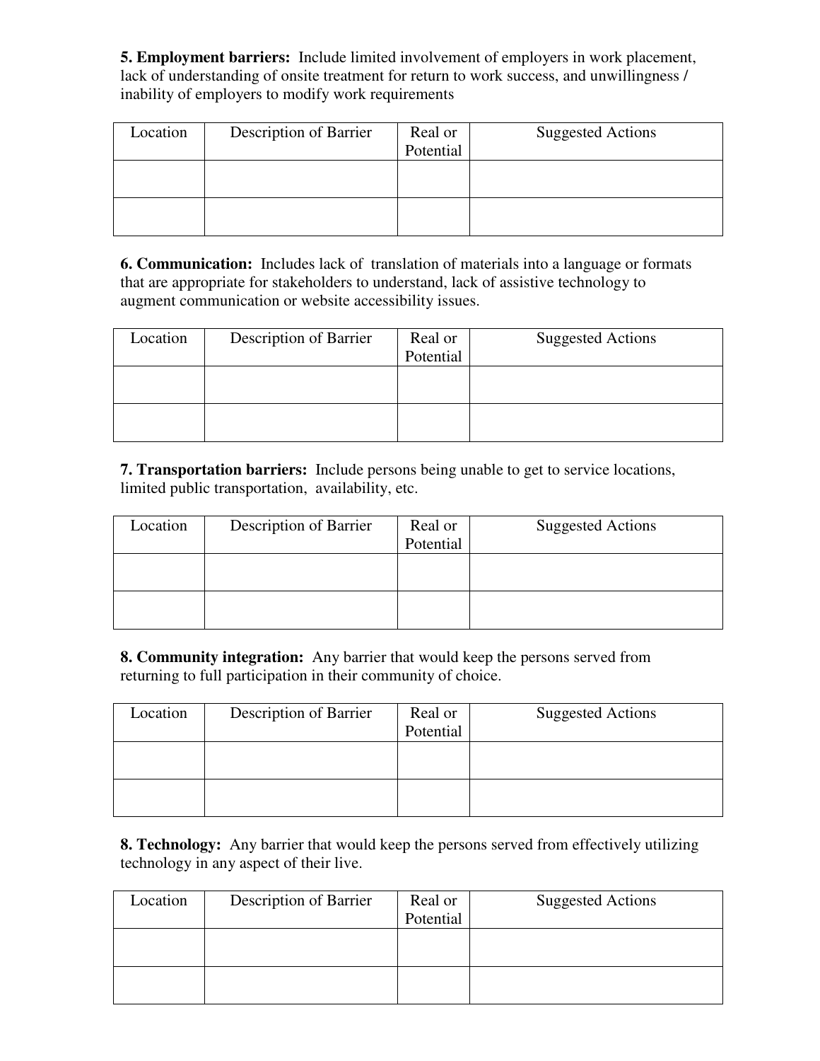**5. Employment barriers:** Include limited involvement of employers in work placement, lack of understanding of onsite treatment for return to work success, and unwillingness / inability of employers to modify work requirements

| Location | Description of Barrier | Real or Potential | Suggested Actions |
|---|---|---|---|
| | | | |
| | | | |

**6. Communication:** Includes lack of translation of materials into a language or formats that are appropriate for stakeholders to understand, lack of assistive technology to augment communication or website accessibility issues.

| Location | Description of Barrier | Real or Potential | Suggested Actions |
|---|---|---|---|
| | | | |
| | | | |

**7. Transportation barriers:** Include persons being unable to get to service locations, limited public transportation, availability, etc.

| Location | Description of Barrier | Real or Potential | Suggested Actions |
|---|---|---|---|
| | | | |
| | | | |

**8. Community integration:** Any barrier that would keep the persons served from returning to full participation in their community of choice.

| Location | Description of Barrier | Real or Potential | Suggested Actions |
|---|---|---|---|
| | | | |
| | | | |

**8. Technology:** Any barrier that would keep the persons served from effectively utilizing technology in any aspect of their live.

| Location | Description of Barrier | Real or Potential | Suggested Actions |
|---|---|---|---|
| | | | |
| | | | |